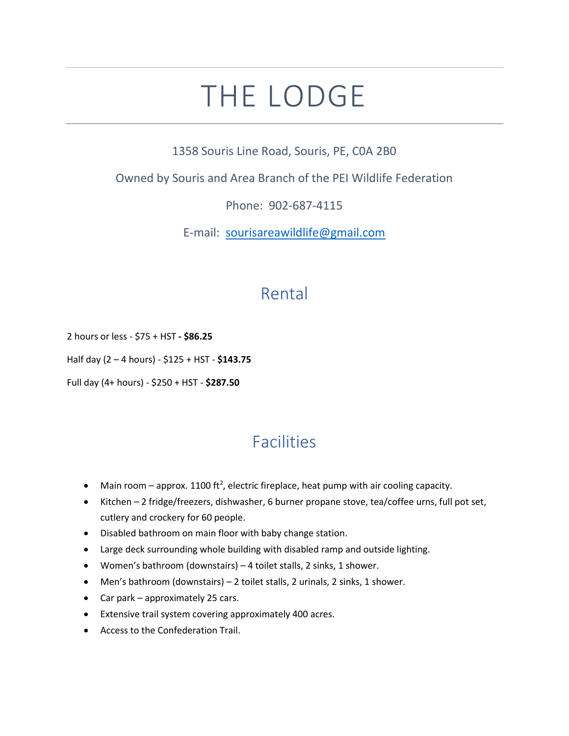# THE LODGE

1358 Souris Line Road, Souris, PE, C0A 2B0

Owned by Souris and Area Branch of the PEI Wildlife Federation

Phone: 902-687-4115

E-mail: sourisareawildlife@gmail.com

## Rental

2 hours or less - $75 + HST **- $86.25**

Half day (2 – 4 hours) - $125 + HST - **$143.75**

Full day (4+ hours) - $250 + HST - **$287.50**

## Facilities

- Main room – approx. 1100 $ft^2$, electric fireplace, heat pump with air cooling capacity.
- Kitchen – 2 fridge/freezers, dishwasher, 6 burner propane stove, tea/coffee urns, full pot set, cutlery and crockery for 60 people.
- Disabled bathroom on main floor with baby change station.
- Large deck surrounding whole building with disabled ramp and outside lighting.
- Women's bathroom (downstairs) – 4 toilet stalls, 2 sinks, 1 shower.
- Men's bathroom (downstairs) – 2 toilet stalls, 2 urinals, 2 sinks, 1 shower.
- Car park – approximately 25 cars.
- Extensive trail system covering approximately 400 acres.
- Access to the Confederation Trail.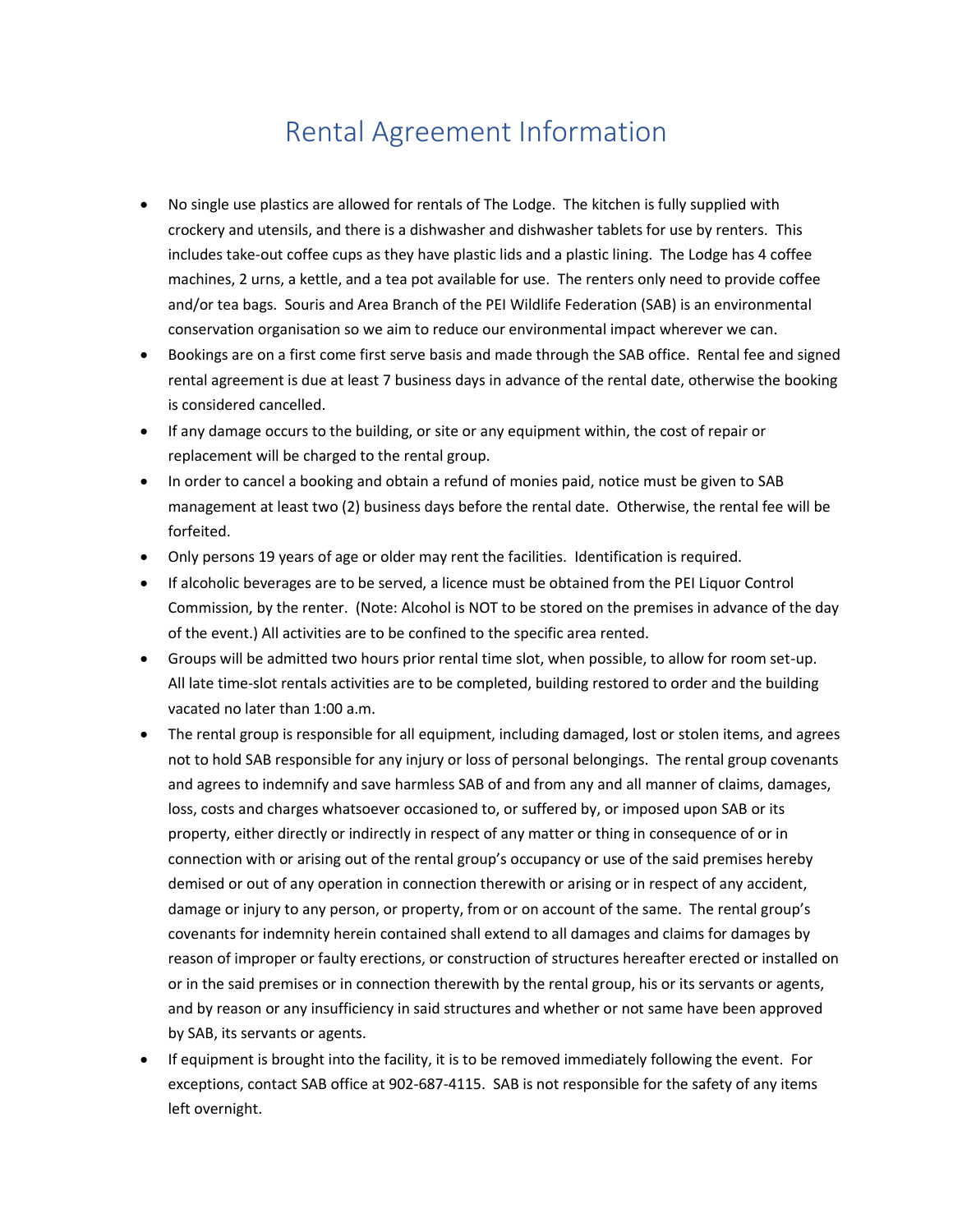# Rental Agreement Information

- No single use plastics are allowed for rentals of The Lodge. The kitchen is fully supplied with crockery and utensils, and there is a dishwasher and dishwasher tablets for use by renters. This includes take-out coffee cups as they have plastic lids and a plastic lining. The Lodge has 4 coffee machines, 2 urns, a kettle, and a tea pot available for use. The renters only need to provide coffee and/or tea bags. Souris and Area Branch of the PEI Wildlife Federation (SAB) is an environmental conservation organisation so we aim to reduce our environmental impact wherever we can.
- Bookings are on a first come first serve basis and made through the SAB office. Rental fee and signed rental agreement is due at least 7 business days in advance of the rental date, otherwise the booking is considered cancelled.
- If any damage occurs to the building, or site or any equipment within, the cost of repair or replacement will be charged to the rental group.
- In order to cancel a booking and obtain a refund of monies paid, notice must be given to SAB management at least two (2) business days before the rental date. Otherwise, the rental fee will be forfeited.
- Only persons 19 years of age or older may rent the facilities. Identification is required.
- If alcoholic beverages are to be served, a licence must be obtained from the PEI Liquor Control Commission, by the renter. (Note: Alcohol is NOT to be stored on the premises in advance of the day of the event.) All activities are to be confined to the specific area rented.
- Groups will be admitted two hours prior rental time slot, when possible, to allow for room set-up. All late time-slot rentals activities are to be completed, building restored to order and the building vacated no later than 1:00 a.m.
- The rental group is responsible for all equipment, including damaged, lost or stolen items, and agrees not to hold SAB responsible for any injury or loss of personal belongings. The rental group covenants and agrees to indemnify and save harmless SAB of and from any and all manner of claims, damages, loss, costs and charges whatsoever occasioned to, or suffered by, or imposed upon SAB or its property, either directly or indirectly in respect of any matter or thing in consequence of or in connection with or arising out of the rental group's occupancy or use of the said premises hereby demised or out of any operation in connection therewith or arising or in respect of any accident, damage or injury to any person, or property, from or on account of the same. The rental group's covenants for indemnity herein contained shall extend to all damages and claims for damages by reason of improper or faulty erections, or construction of structures hereafter erected or installed on or in the said premises or in connection therewith by the rental group, his or its servants or agents, and by reason or any insufficiency in said structures and whether or not same have been approved by SAB, its servants or agents.
- If equipment is brought into the facility, it is to be removed immediately following the event. For exceptions, contact SAB office at 902-687-4115. SAB is not responsible for the safety of any items left overnight.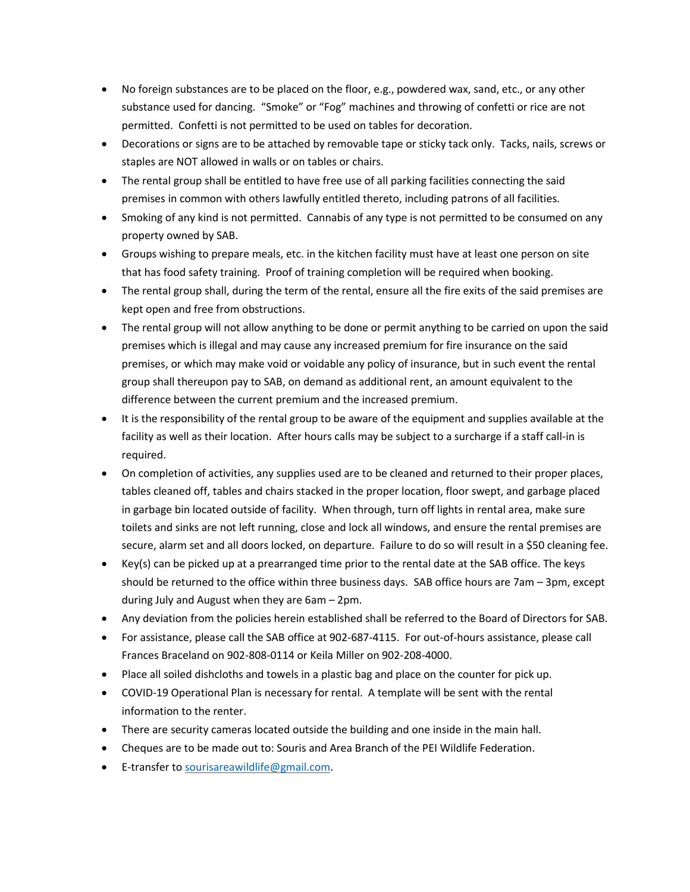- No foreign substances are to be placed on the floor, e.g., powdered wax, sand, etc., or any other substance used for dancing. "Smoke" or "Fog" machines and throwing of confetti or rice are not permitted. Confetti is not permitted to be used on tables for decoration.
- Decorations or signs are to be attached by removable tape or sticky tack only. Tacks, nails, screws or staples are NOT allowed in walls or on tables or chairs.
- The rental group shall be entitled to have free use of all parking facilities connecting the said premises in common with others lawfully entitled thereto, including patrons of all facilities.
- Smoking of any kind is not permitted. Cannabis of any type is not permitted to be consumed on any property owned by SAB.
- Groups wishing to prepare meals, etc. in the kitchen facility must have at least one person on site that has food safety training. Proof of training completion will be required when booking.
- The rental group shall, during the term of the rental, ensure all the fire exits of the said premises are kept open and free from obstructions.
- The rental group will not allow anything to be done or permit anything to be carried on upon the said premises which is illegal and may cause any increased premium for fire insurance on the said premises, or which may make void or voidable any policy of insurance, but in such event the rental group shall thereupon pay to SAB, on demand as additional rent, an amount equivalent to the difference between the current premium and the increased premium.
- It is the responsibility of the rental group to be aware of the equipment and supplies available at the facility as well as their location. After hours calls may be subject to a surcharge if a staff call-in is required.
- On completion of activities, any supplies used are to be cleaned and returned to their proper places, tables cleaned off, tables and chairs stacked in the proper location, floor swept, and garbage placed in garbage bin located outside of facility. When through, turn off lights in rental area, make sure toilets and sinks are not left running, close and lock all windows, and ensure the rental premises are secure, alarm set and all doors locked, on departure. Failure to do so will result in a $50 cleaning fee.
- Key(s) can be picked up at a prearranged time prior to the rental date at the SAB office. The keys should be returned to the office within three business days. SAB office hours are 7am – 3pm, except during July and August when they are 6am – 2pm.
- Any deviation from the policies herein established shall be referred to the Board of Directors for SAB.
- For assistance, please call the SAB office at 902-687-4115. For out-of-hours assistance, please call Frances Braceland on 902-808-0114 or Keila Miller on 902-208-4000.
- Place all soiled dishcloths and towels in a plastic bag and place on the counter for pick up.
- COVID-19 Operational Plan is necessary for rental. A template will be sent with the rental information to the renter.
- There are security cameras located outside the building and one inside in the main hall.
- Cheques are to be made out to: Souris and Area Branch of the PEI Wildlife Federation.
- E-transfer to sourisareawildlife@gmail.com.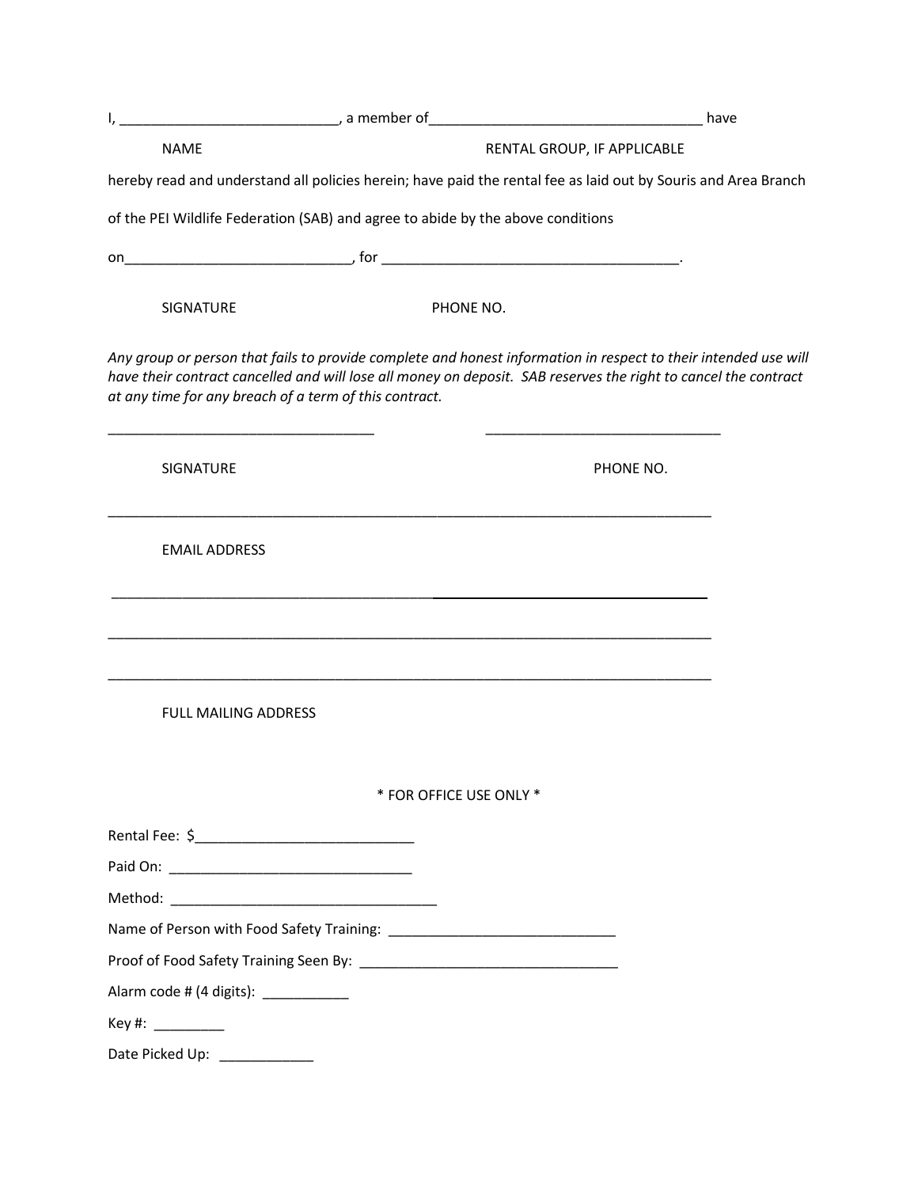I, ____________________________, a member of___________________________________ have

NAME RENTAL GROUP, IF APPLICABLE

hereby read and understand all policies herein; have paid the rental fee as laid out by Souris and Area Branch of the PEI Wildlife Federation (SAB) and agree to abide by the above conditions

on_____________________________, for ______________________________________.

SIGNATURE PHONE NO.

*Any group or person that fails to provide complete and honest information in respect to their intended use will have their contract cancelled and will lose all money on deposit. SAB reserves the right to cancel the contract at any time for any breach of a term of this contract.*

__________________________________ ______________________________

SIGNATURE PHONE NO.

______________________________________________________________________________

EMAIL ADDRESS

______________________________________________________________________________

______________________________________________________________________________

______________________________________________________________________________

FULL MAILING ADDRESS

\* FOR OFFICE USE ONLY \*

Rental Fee: $____________________________

Paid On: _______________________________

Method: __________________________________

Name of Person with Food Safety Training: _____________________________

Proof of Food Safety Training Seen By: _________________________________

Alarm code # (4 digits): ___________

Key #: _________

Date Picked Up: ____________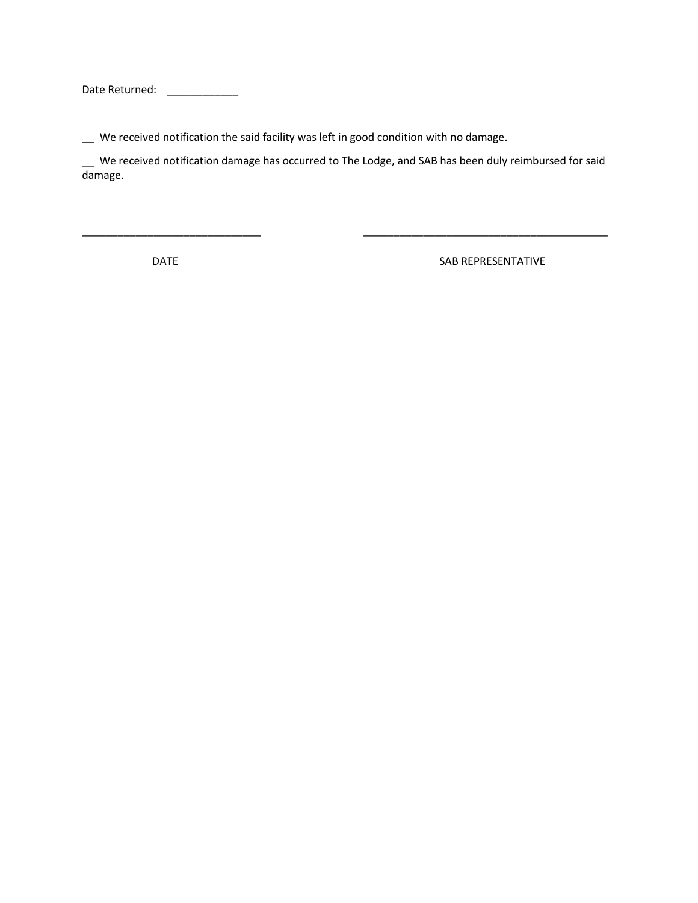Date Returned: ____________

__ We received notification the said facility was left in good condition with no damage.

__ We received notification damage has occurred to The Lodge, and SAB has been duly reimbursed for said damage.

| | |
|---|---|
| ______________________________ | ___________________________________________ |
| DATE | SAB REPRESENTATIVE |